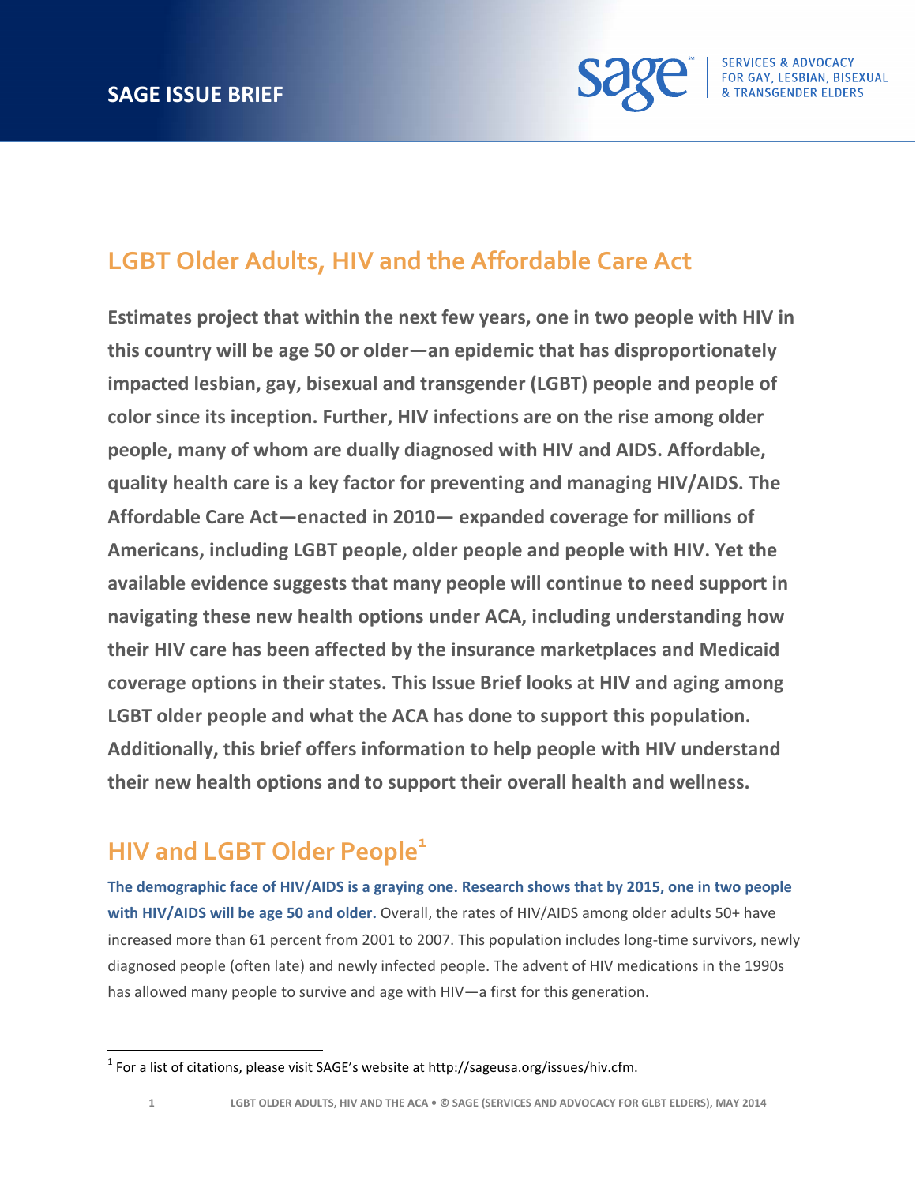SAGE ISSUE BRIEF

SERVICES & ADVOCACY FOR GAY, LESBIAN, BISEXUAL & TRANSGENDER ELDERS

# LGBT Older Adults, HIV and the Affordable Care Act

**Estimates project that within the next few years, one in two people with HIV in this country will be age 50 or older—an epidemic that has disproportionately impacted lesbian, gay, bisexual and transgender (LGBT) people and people of color since its inception. Further, HIV infections are on the rise among older people, many of whom are dually diagnosed with HIV and AIDS. Affordable, quality health care is a key factor for preventing and managing HIV/AIDS. The Affordable Care Act—enacted in 2010— expanded coverage for millions of Americans, including LGBT people, older people and people with HIV. Yet the available evidence suggests that many people will continue to need support in navigating these new health options under ACA, including understanding how their HIV care has been affected by the insurance marketplaces and Medicaid coverage options in their states. This Issue Brief looks at HIV and aging among LGBT older people and what the ACA has done to support this population. Additionally, this brief offers information to help people with HIV understand their new health options and to support their overall health and wellness.**

## HIV and LGBT Older People[1]

**The demographic face of HIV/AIDS is a graying one. Research shows that by 2015, one in two people with HIV/AIDS will be age 50 and older.** Overall, the rates of HIV/AIDS among older adults 50+ have increased more than 61 percent from 2001 to 2007. This population includes long-time survivors, newly diagnosed people (often late) and newly infected people. The advent of HIV medications in the 1990s has allowed many people to survive and age with HIV—a first for this generation.

[1] For a list of citations, please visit SAGE's website at http://sageusa.org/issues/hiv.cfm.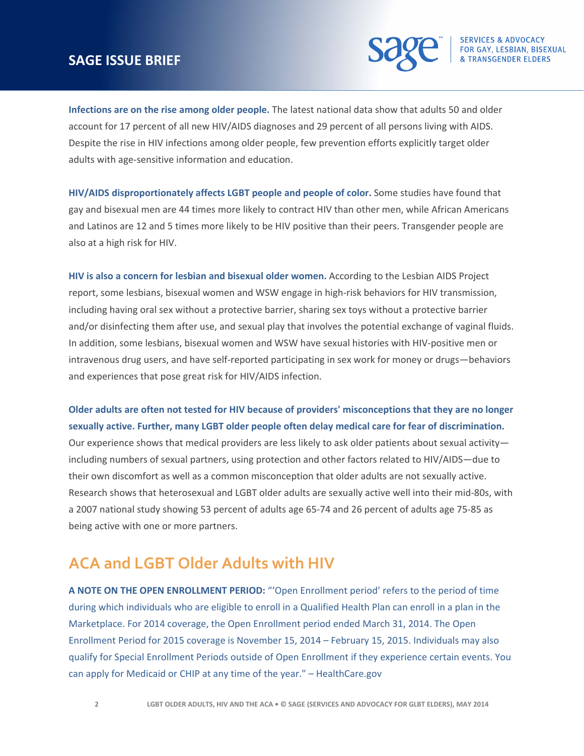**Infections are on the rise among older people.** The latest national data show that adults 50 and older account for 17 percent of all new HIV/AIDS diagnoses and 29 percent of all persons living with AIDS. Despite the rise in HIV infections among older people, few prevention efforts explicitly target older adults with age-sensitive information and education.

**HIV/AIDS disproportionately affects LGBT people and people of color.** Some studies have found that gay and bisexual men are 44 times more likely to contract HIV than other men, while African Americans and Latinos are 12 and 5 times more likely to be HIV positive than their peers. Transgender people are also at a high risk for HIV.

**HIV is also a concern for lesbian and bisexual older women.** According to the Lesbian AIDS Project report, some lesbians, bisexual women and WSW engage in high-risk behaviors for HIV transmission, including having oral sex without a protective barrier, sharing sex toys without a protective barrier and/or disinfecting them after use, and sexual play that involves the potential exchange of vaginal fluids. In addition, some lesbians, bisexual women and WSW have sexual histories with HIV-positive men or intravenous drug users, and have self-reported participating in sex work for money or drugs—behaviors and experiences that pose great risk for HIV/AIDS infection.

**Older adults are often not tested for HIV because of providers' misconceptions that they are no longer sexually active. Further, many LGBT older people often delay medical care for fear of discrimination.** Our experience shows that medical providers are less likely to ask older patients about sexual activity—including numbers of sexual partners, using protection and other factors related to HIV/AIDS—due to their own discomfort as well as a common misconception that older adults are not sexually active. Research shows that heterosexual and LGBT older adults are sexually active well into their mid-80s, with a 2007 national study showing 53 percent of adults age 65-74 and 26 percent of adults age 75-85 as being active with one or more partners.

## ACA and LGBT Older Adults with HIV

**A NOTE ON THE OPEN ENROLLMENT PERIOD:** "'Open Enrollment period' refers to the period of time during which individuals who are eligible to enroll in a Qualified Health Plan can enroll in a plan in the Marketplace. For 2014 coverage, the Open Enrollment period ended March 31, 2014. The Open Enrollment Period for 2015 coverage is November 15, 2014 – February 15, 2015. Individuals may also qualify for Special Enrollment Periods outside of Open Enrollment if they experience certain events. You can apply for Medicaid or CHIP at any time of the year." – HealthCare.gov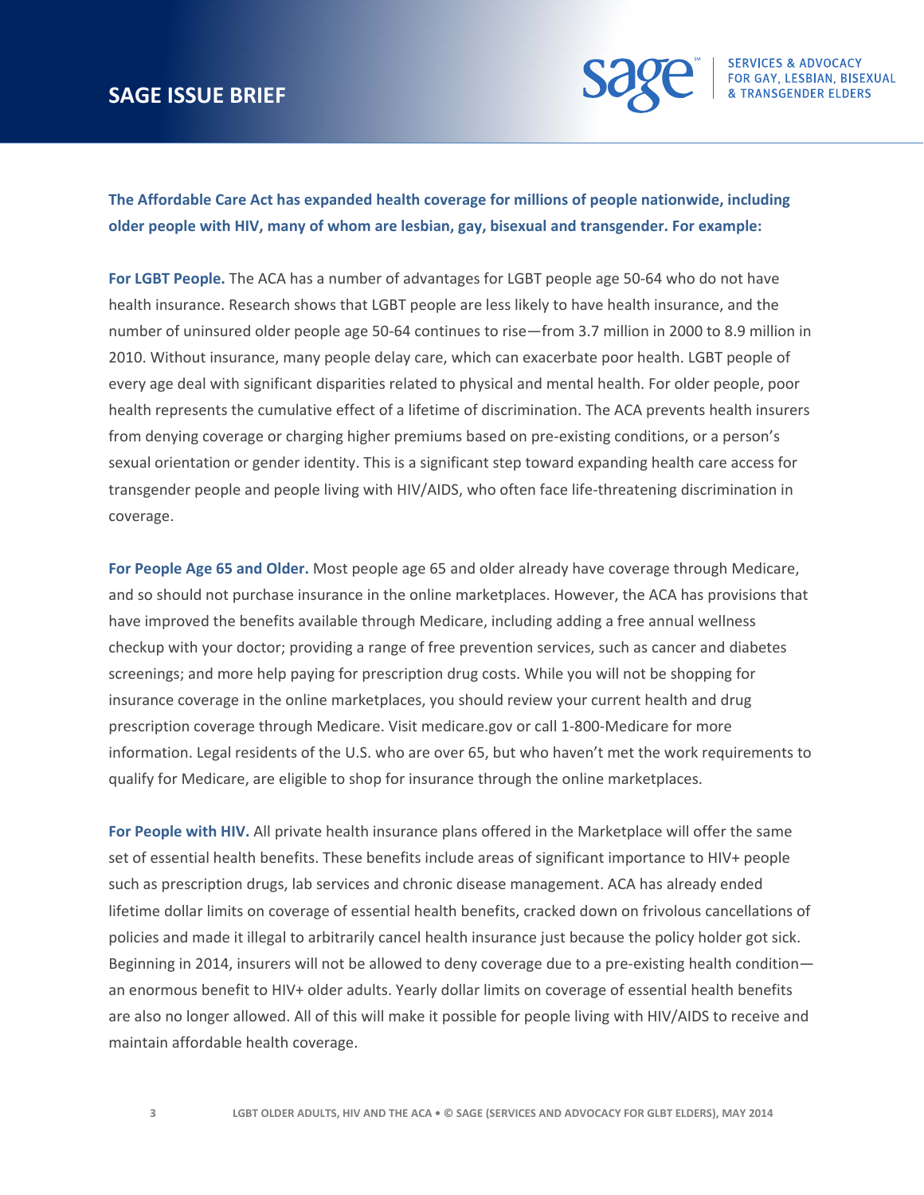**The Affordable Care Act has expanded health coverage for millions of people nationwide, including older people with HIV, many of whom are lesbian, gay, bisexual and transgender. For example:**

**For LGBT People.** The ACA has a number of advantages for LGBT people age 50-64 who do not have health insurance. Research shows that LGBT people are less likely to have health insurance, and the number of uninsured older people age 50-64 continues to rise—from 3.7 million in 2000 to 8.9 million in 2010. Without insurance, many people delay care, which can exacerbate poor health. LGBT people of every age deal with significant disparities related to physical and mental health. For older people, poor health represents the cumulative effect of a lifetime of discrimination. The ACA prevents health insurers from denying coverage or charging higher premiums based on pre-existing conditions, or a person's sexual orientation or gender identity. This is a significant step toward expanding health care access for transgender people and people living with HIV/AIDS, who often face life-threatening discrimination in coverage.

**For People Age 65 and Older.** Most people age 65 and older already have coverage through Medicare, and so should not purchase insurance in the online marketplaces. However, the ACA has provisions that have improved the benefits available through Medicare, including adding a free annual wellness checkup with your doctor; providing a range of free prevention services, such as cancer and diabetes screenings; and more help paying for prescription drug costs. While you will not be shopping for insurance coverage in the online marketplaces, you should review your current health and drug prescription coverage through Medicare. Visit medicare.gov or call 1-800-Medicare for more information. Legal residents of the U.S. who are over 65, but who haven't met the work requirements to qualify for Medicare, are eligible to shop for insurance through the online marketplaces.

**For People with HIV.** All private health insurance plans offered in the Marketplace will offer the same set of essential health benefits. These benefits include areas of significant importance to HIV+ people such as prescription drugs, lab services and chronic disease management. ACA has already ended lifetime dollar limits on coverage of essential health benefits, cracked down on frivolous cancellations of policies and made it illegal to arbitrarily cancel health insurance just because the policy holder got sick. Beginning in 2014, insurers will not be allowed to deny coverage due to a pre-existing health condition—an enormous benefit to HIV+ older adults. Yearly dollar limits on coverage of essential health benefits are also no longer allowed. All of this will make it possible for people living with HIV/AIDS to receive and maintain affordable health coverage.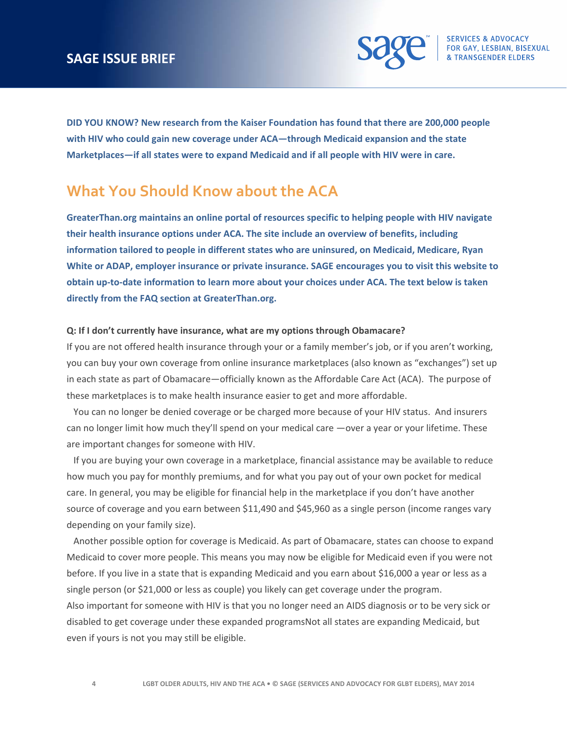**DID YOU KNOW? New research from the Kaiser Foundation has found that there are 200,000 people with HIV who could gain new coverage under ACA—through Medicaid expansion and the state Marketplaces—if all states were to expand Medicaid and if all people with HIV were in care.**

## What You Should Know about the ACA

**GreaterThan.org maintains an online portal of resources specific to helping people with HIV navigate their health insurance options under ACA. The site include an overview of benefits, including information tailored to people in different states who are uninsured, on Medicaid, Medicare, Ryan White or ADAP, employer insurance or private insurance. SAGE encourages you to visit this website to obtain up-to-date information to learn more about your choices under ACA. The text below is taken directly from the FAQ section at GreaterThan.org.**

**Q: If I don't currently have insurance, what are my options through Obamacare?**

If you are not offered health insurance through your or a family member's job, or if you aren't working, you can buy your own coverage from online insurance marketplaces (also known as "exchanges") set up in each state as part of Obamacare—officially known as the Affordable Care Act (ACA). The purpose of these marketplaces is to make health insurance easier to get and more affordable.

You can no longer be denied coverage or be charged more because of your HIV status. And insurers can no longer limit how much they'll spend on your medical care —over a year or your lifetime. These are important changes for someone with HIV.

If you are buying your own coverage in a marketplace, financial assistance may be available to reduce how much you pay for monthly premiums, and for what you pay out of your own pocket for medical care. In general, you may be eligible for financial help in the marketplace if you don't have another source of coverage and you earn between $11,490 and $45,960 as a single person (income ranges vary depending on your family size).

Another possible option for coverage is Medicaid. As part of Obamacare, states can choose to expand Medicaid to cover more people. This means you may now be eligible for Medicaid even if you were not before. If you live in a state that is expanding Medicaid and you earn about $16,000 a year or less as a single person (or $21,000 or less as couple) you likely can get coverage under the program. Also important for someone with HIV is that you no longer need an AIDS diagnosis or to be very sick or disabled to get coverage under these expanded programsNot all states are expanding Medicaid, but even if yours is not you may still be eligible.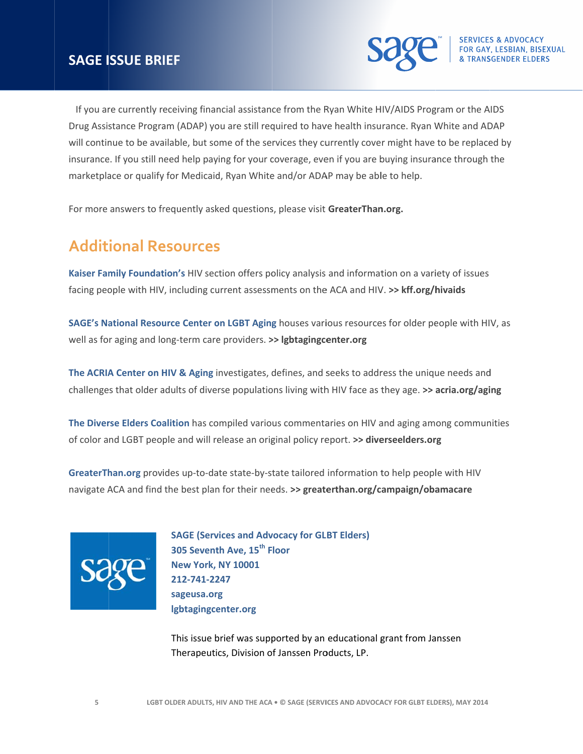If you are currently receiving financial assistance from the Ryan White HIV/AIDS Program or the AIDS Drug Assistance Program (ADAP) you are still required to have health insurance. Ryan White and ADAP will continue to be available, but some of the services they currently cover might have to be replaced by insurance. If you still need help paying for your coverage, even if you are buying insurance through the marketplace or qualify for Medicaid, Ryan White and/or ADAP may be able to help.

For more answers to frequently asked questions, please visit **GreaterThan.org.**

## Additional Resources

**Kaiser Family Foundation's** HIV section offers policy analysis and information on a variety of issues facing people with HIV, including current assessments on the ACA and HIV. **>> kff.org/hivaids**

**SAGE's National Resource Center on LGBT Aging** houses various resources for older people with HIV, as well as for aging and long-term care providers. **>> lgbtagingcenter.org**

**The ACRIA Center on HIV & Aging** investigates, defines, and seeks to address the unique needs and challenges that older adults of diverse populations living with HIV face as they age. **>> acria.org/aging**

**The Diverse Elders Coalition** has compiled various commentaries on HIV and aging among communities of color and LGBT people and will release an original policy report. **>> diverseelders.org**

**GreaterThan.org** provides up-to-date state-by-state tailored information to help people with HIV navigate ACA and find the best plan for their needs. **>> greaterthan.org/campaign/obamacare**

**SAGE (Services and Advocacy for GLBT Elders)**
**305 Seventh Ave, 15th Floor**
**New York, NY 10001**
**212-741-2247**
**sageusa.org**
**lgbtagingcenter.org**

This issue brief was supported by an educational grant from Janssen Therapeutics, Division of Janssen Products, LP.